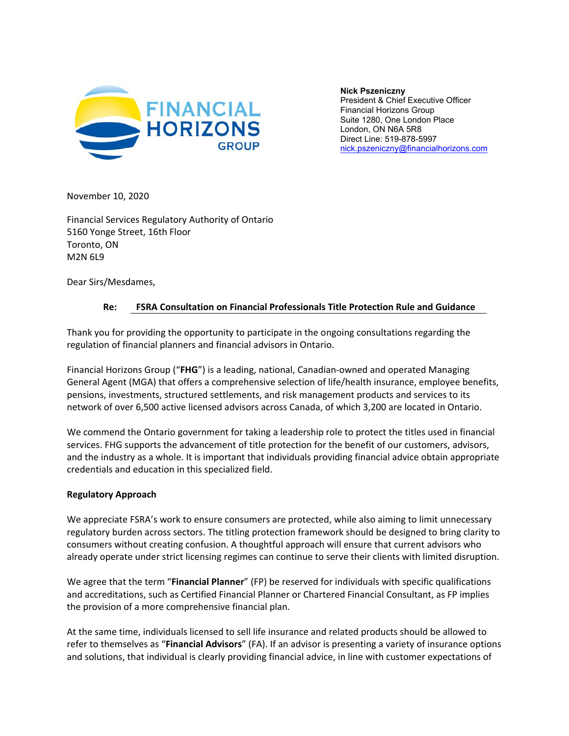**Nick Pszeniczny**
President & Chief Executive Officer
Financial Horizons Group
Suite 1280, One London Place
London, ON N6A 5R8
Direct Line: 519-878-5997
nick.pszeniczny@financialhorizons.com

November 10, 2020

Financial Services Regulatory Authority of Ontario
5160 Yonge Street, 16th Floor
Toronto, ON
M2N 6L9

Dear Sirs/Mesdames,

**Re: FSRA Consultation on Financial Professionals Title Protection Rule and Guidance**

Thank you for providing the opportunity to participate in the ongoing consultations regarding the regulation of financial planners and financial advisors in Ontario.

Financial Horizons Group ("**FHG**") is a leading, national, Canadian-owned and operated Managing General Agent (MGA) that offers a comprehensive selection of life/health insurance, employee benefits, pensions, investments, structured settlements, and risk management products and services to its network of over 6,500 active licensed advisors across Canada, of which 3,200 are located in Ontario.

We commend the Ontario government for taking a leadership role to protect the titles used in financial services. FHG supports the advancement of title protection for the benefit of our customers, advisors, and the industry as a whole. It is important that individuals providing financial advice obtain appropriate credentials and education in this specialized field.

**Regulatory Approach**

We appreciate FSRA's work to ensure consumers are protected, while also aiming to limit unnecessary regulatory burden across sectors. The titling protection framework should be designed to bring clarity to consumers without creating confusion. A thoughtful approach will ensure that current advisors who already operate under strict licensing regimes can continue to serve their clients with limited disruption.

We agree that the term "**Financial Planner**" (FP) be reserved for individuals with specific qualifications and accreditations, such as Certified Financial Planner or Chartered Financial Consultant, as FP implies the provision of a more comprehensive financial plan.

At the same time, individuals licensed to sell life insurance and related products should be allowed to refer to themselves as "**Financial Advisors**" (FA). If an advisor is presenting a variety of insurance options and solutions, that individual is clearly providing financial advice, in line with customer expectations of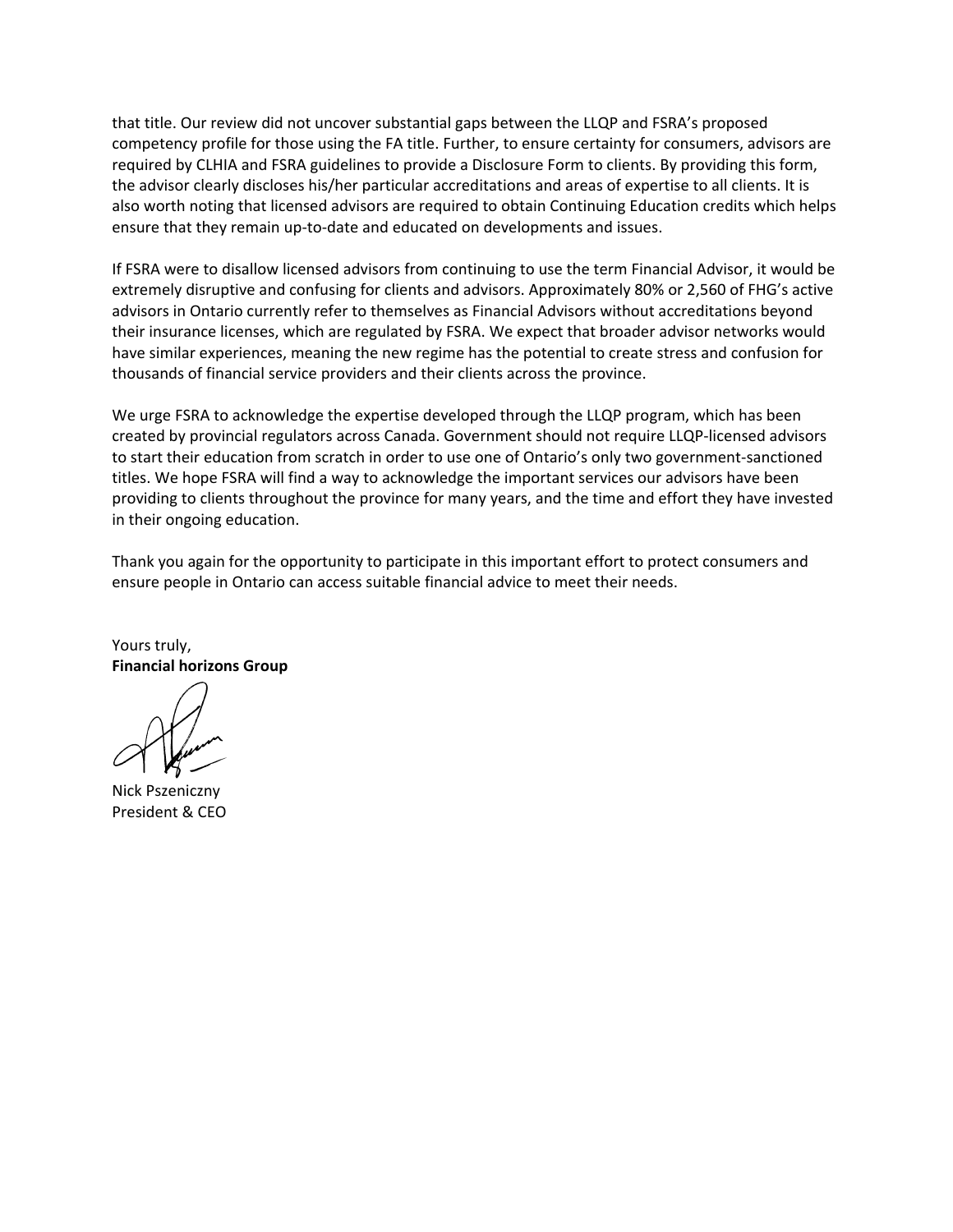that title. Our review did not uncover substantial gaps between the LLQP and FSRA's proposed competency profile for those using the FA title. Further, to ensure certainty for consumers, advisors are required by CLHIA and FSRA guidelines to provide a Disclosure Form to clients. By providing this form, the advisor clearly discloses his/her particular accreditations and areas of expertise to all clients. It is also worth noting that licensed advisors are required to obtain Continuing Education credits which helps ensure that they remain up-to-date and educated on developments and issues.

If FSRA were to disallow licensed advisors from continuing to use the term Financial Advisor, it would be extremely disruptive and confusing for clients and advisors. Approximately 80% or 2,560 of FHG's active advisors in Ontario currently refer to themselves as Financial Advisors without accreditations beyond their insurance licenses, which are regulated by FSRA. We expect that broader advisor networks would have similar experiences, meaning the new regime has the potential to create stress and confusion for thousands of financial service providers and their clients across the province.

We urge FSRA to acknowledge the expertise developed through the LLQP program, which has been created by provincial regulators across Canada. Government should not require LLQP-licensed advisors to start their education from scratch in order to use one of Ontario's only two government-sanctioned titles. We hope FSRA will find a way to acknowledge the important services our advisors have been providing to clients throughout the province for many years, and the time and effort they have invested in their ongoing education.

Thank you again for the opportunity to participate in this important effort to protect consumers and ensure people in Ontario can access suitable financial advice to meet their needs.

Yours truly,
**Financial horizons Group**

Nick Pszeniczny
President & CEO